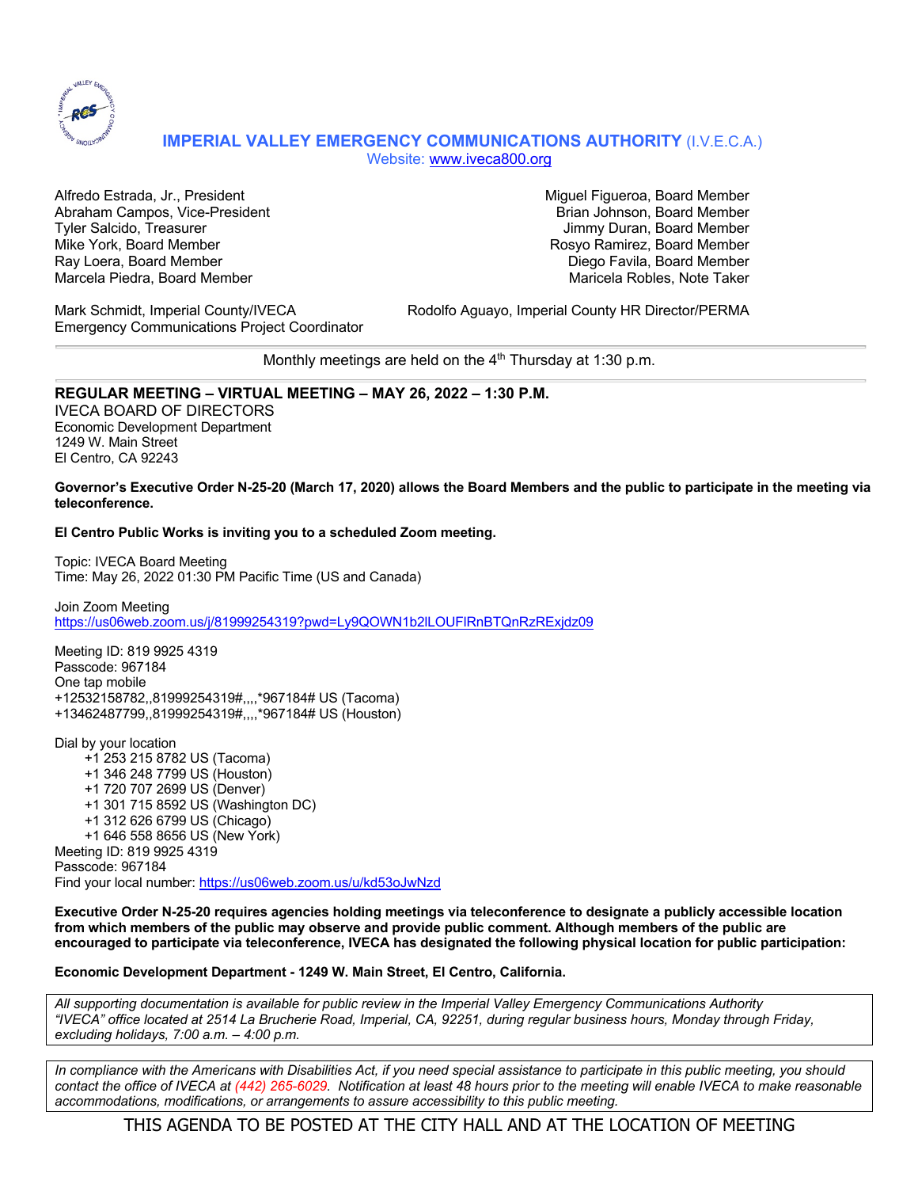## IMPERIAL VALLEY EMERGENCY COMMUNICATIONS AUTHORITY (I.V.E.C.A.)

Website: [www.iveca800.org](http://www.iveca800.org)

Alfredo Estrada, Jr., President
Abraham Campos, Vice-President
Tyler Salcido, Treasurer
Mike York, Board Member
Ray Loera, Board Member
Marcela Piedra, Board Member

Miguel Figueroa, Board Member
Brian Johnson, Board Member
Jimmy Duran, Board Member
Rosyo Ramirez, Board Member
Diego Favila, Board Member
Maricela Robles, Note Taker

Mark Schmidt, Imperial County/IVECA
Emergency Communications Project Coordinator

Rodolfo Aguayo, Imperial County HR Director/PERMA

---

Monthly meetings are held on the 4th Thursday at 1:30 p.m.

---

**REGULAR MEETING – VIRTUAL MEETING – MAY 26, 2022 – 1:30 P.M.**

IVECA BOARD OF DIRECTORS
Economic Development Department
1249 W. Main Street
El Centro, CA 92243

**Governor's Executive Order N-25-20 (March 17, 2020) allows the Board Members and the public to participate in the meeting via teleconference.**

**El Centro Public Works is inviting you to a scheduled Zoom meeting.**

Topic: IVECA Board Meeting
Time: May 26, 2022 01:30 PM Pacific Time (US and Canada)

Join Zoom Meeting
https://us06web.zoom.us/j/81999254319?pwd=Ly9QOWN1b2lLOUFlRnBTQnRzRExjdz09

Meeting ID: 819 9925 4319
Passcode: 967184
One tap mobile
+12532158782,,81999254319#,,,,*967184# US (Tacoma)
+13462487799,,81999254319#,,,,*967184# US (Houston)

Dial by your location
- +1 253 215 8782 US (Tacoma)
- +1 346 248 7799 US (Houston)
- +1 720 707 2699 US (Denver)
- +1 301 715 8592 US (Washington DC)
- +1 312 626 6799 US (Chicago)
- +1 646 558 8656 US (New York)

Meeting ID: 819 9925 4319
Passcode: 967184
Find your local number: https://us06web.zoom.us/u/kd53oJwNzd

**Executive Order N-25-20 requires agencies holding meetings via teleconference to designate a publicly accessible location from which members of the public may observe and provide public comment. Although members of the public are encouraged to participate via teleconference, IVECA has designated the following physical location for public participation:**

**Economic Development Department - 1249 W. Main Street, El Centro, California.**

*All supporting documentation is available for public review in the Imperial Valley Emergency Communications Authority "IVECA" office located at 2514 La Brucherie Road, Imperial, CA, 92251, during regular business hours, Monday through Friday, excluding holidays, 7:00 a.m. – 4:00 p.m.*

*In compliance with the Americans with Disabilities Act, if you need special assistance to participate in this public meeting, you should contact the office of IVECA at (442) 265-6029. Notification at least 48 hours prior to the meeting will enable IVECA to make reasonable accommodations, modifications, or arrangements to assure accessibility to this public meeting.*

THIS AGENDA TO BE POSTED AT THE CITY HALL AND AT THE LOCATION OF MEETING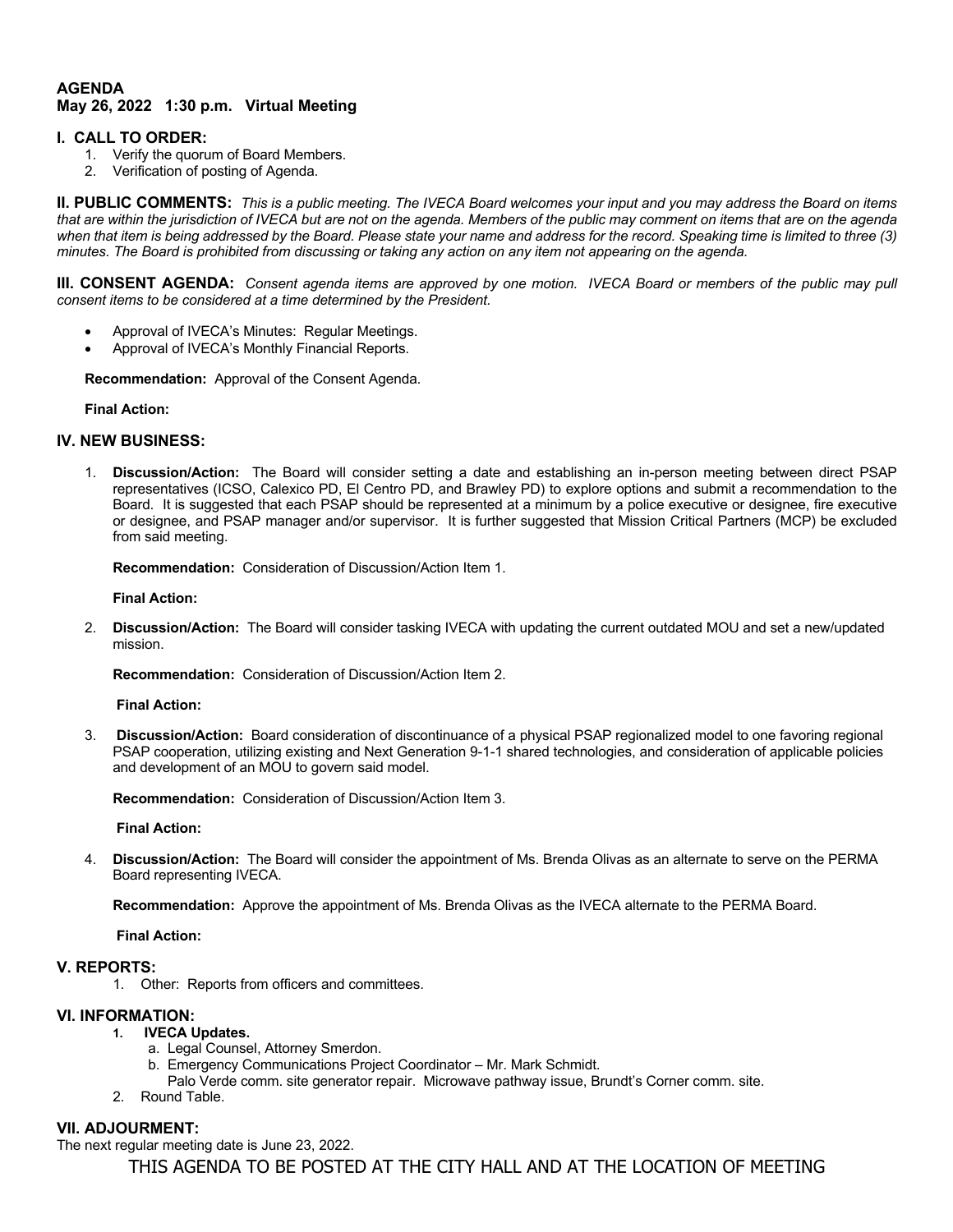**AGENDA**
**May 26, 2022 1:30 p.m. Virtual Meeting**

## I. CALL TO ORDER:

1. Verify the quorum of Board Members.
2. Verification of posting of Agenda.

**II. PUBLIC COMMENTS:** *This is a public meeting. The IVECA Board welcomes your input and you may address the Board on items that are within the jurisdiction of IVECA but are not on the agenda. Members of the public may comment on items that are on the agenda when that item is being addressed by the Board. Please state your name and address for the record. Speaking time is limited to three (3) minutes. The Board is prohibited from discussing or taking any action on any item not appearing on the agenda.*

**III. CONSENT AGENDA:** *Consent agenda items are approved by one motion. IVECA Board or members of the public may pull consent items to be considered at a time determined by the President.*

- Approval of IVECA's Minutes: Regular Meetings.
- Approval of IVECA's Monthly Financial Reports.

**Recommendation:** Approval of the Consent Agenda.

**Final Action:**

## IV. NEW BUSINESS:

1. **Discussion/Action:** The Board will consider setting a date and establishing an in-person meeting between direct PSAP representatives (ICSO, Calexico PD, El Centro PD, and Brawley PD) to explore options and submit a recommendation to the Board. It is suggested that each PSAP should be represented at a minimum by a police executive or designee, fire executive or designee, and PSAP manager and/or supervisor. It is further suggested that Mission Critical Partners (MCP) be excluded from said meeting.

   **Recommendation:** Consideration of Discussion/Action Item 1.

   **Final Action:**

2. **Discussion/Action:** The Board will consider tasking IVECA with updating the current outdated MOU and set a new/updated mission.

   **Recommendation:** Consideration of Discussion/Action Item 2.

   **Final Action:**

3. **Discussion/Action:** Board consideration of discontinuance of a physical PSAP regionalized model to one favoring regional PSAP cooperation, utilizing existing and Next Generation 9-1-1 shared technologies, and consideration of applicable policies and development of an MOU to govern said model.

   **Recommendation:** Consideration of Discussion/Action Item 3.

   **Final Action:**

4. **Discussion/Action:** The Board will consider the appointment of Ms. Brenda Olivas as an alternate to serve on the PERMA Board representing IVECA.

   **Recommendation:** Approve the appointment of Ms. Brenda Olivas as the IVECA alternate to the PERMA Board.

   **Final Action:**

## V. REPORTS:

1. Other: Reports from officers and committees.

## VI. INFORMATION:

1. **IVECA Updates.**
   a. Legal Counsel, Attorney Smerdon.
   b. Emergency Communications Project Coordinator – Mr. Mark Schmidt.
   Palo Verde comm. site generator repair. Microwave pathway issue, Brundt's Corner comm. site.
2. Round Table.

## VII. ADJOURMENT:

The next regular meeting date is June 23, 2022.

THIS AGENDA TO BE POSTED AT THE CITY HALL AND AT THE LOCATION OF MEETING